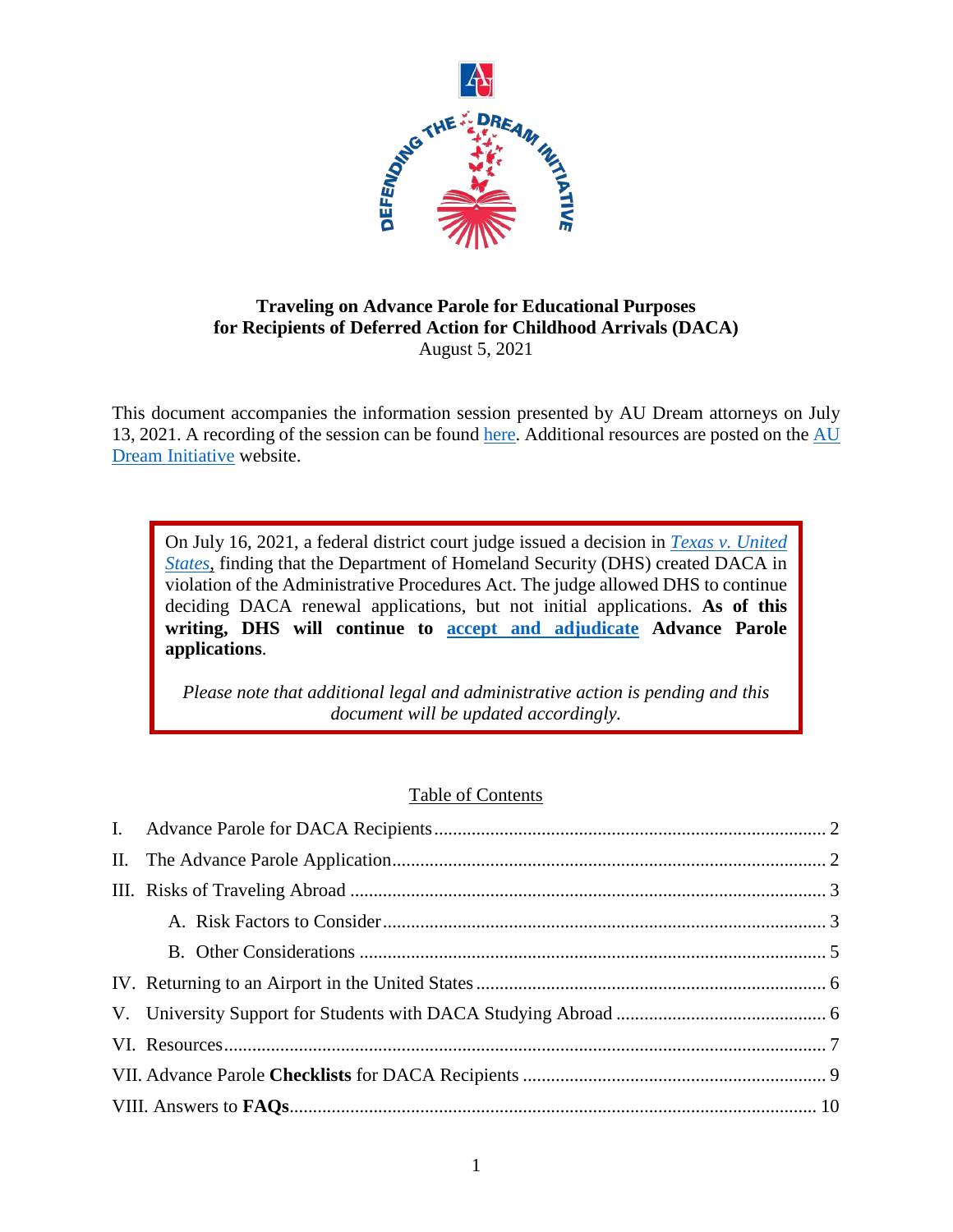# Traveling on Advance Parole for Educational Purposes for Recipients of Deferred Action for Childhood Arrivals (DACA)

August 5, 2021

This document accompanies the information session presented by AU Dream attorneys on July 13, 2021. A recording of the session can be found here. Additional resources are posted on the AU Dream Initiative website.

> On July 16, 2021, a federal district court judge issued a decision in *Texas v. United States*, finding that the Department of Homeland Security (DHS) created DACA in violation of the Administrative Procedures Act. The judge allowed DHS to continue deciding DACA renewal applications, but not initial applications. **As of this writing, DHS will continue to accept and adjudicate Advance Parole applications**.
>
> *Please note that additional legal and administrative action is pending and this document will be updated accordingly.*

## Table of Contents

- I. Advance Parole for DACA Recipients ........ 2
- II. The Advance Parole Application ........ 2
- III. Risks of Traveling Abroad ........ 3
  - A. Risk Factors to Consider ........ 3
  - B. Other Considerations ........ 5
- IV. Returning to an Airport in the United States ........ 6
- V. University Support for Students with DACA Studying Abroad ........ 6
- VI. Resources ........ 7
- VII. Advance Parole **Checklists** for DACA Recipients ........ 9
- VIII. Answers to **FAQs** ........ 10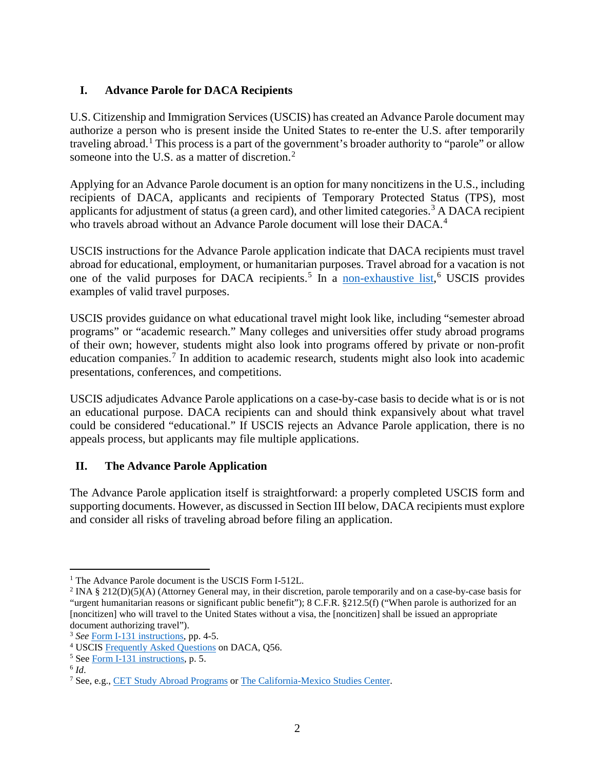## I. Advance Parole for DACA Recipients

U.S. Citizenship and Immigration Services (USCIS) has created an Advance Parole document may authorize a person who is present inside the United States to re-enter the U.S. after temporarily traveling abroad.[1] This process is a part of the government's broader authority to "parole" or allow someone into the U.S. as a matter of discretion.[2]

Applying for an Advance Parole document is an option for many noncitizens in the U.S., including recipients of DACA, applicants and recipients of Temporary Protected Status (TPS), most applicants for adjustment of status (a green card), and other limited categories.[3] A DACA recipient who travels abroad without an Advance Parole document will lose their DACA.[4]

USCIS instructions for the Advance Parole application indicate that DACA recipients must travel abroad for educational, employment, or humanitarian purposes. Travel abroad for a vacation is not one of the valid purposes for DACA recipients.[5] In a non-exhaustive list,[6] USCIS provides examples of valid travel purposes.

USCIS provides guidance on what educational travel might look like, including "semester abroad programs" or "academic research." Many colleges and universities offer study abroad programs of their own; however, students might also look into programs offered by private or non-profit education companies.[7] In addition to academic research, students might also look into academic presentations, conferences, and competitions.

USCIS adjudicates Advance Parole applications on a case-by-case basis to decide what is or is not an educational purpose. DACA recipients can and should think expansively about what travel could be considered "educational." If USCIS rejects an Advance Parole application, there is no appeals process, but applicants may file multiple applications.

## II. The Advance Parole Application

The Advance Parole application itself is straightforward: a properly completed USCIS form and supporting documents. However, as discussed in Section III below, DACA recipients must explore and consider all risks of traveling abroad before filing an application.

---

[1] The Advance Parole document is the USCIS Form I-512L.

[2] INA § 212(D)(5)(A) (Attorney General may, in their discretion, parole temporarily and on a case-by-case basis for "urgent humanitarian reasons or significant public benefit"); 8 C.F.R. §212.5(f) ("When parole is authorized for an [noncitizen] who will travel to the United States without a visa, the [noncitizen] shall be issued an appropriate document authorizing travel").

[3] *See* Form I-131 instructions, pp. 4-5.

[4] USCIS Frequently Asked Questions on DACA, Q56.

[5] See Form I-131 instructions, p. 5.

[6] *Id*.

[7] See, e.g., CET Study Abroad Programs or The California-Mexico Studies Center.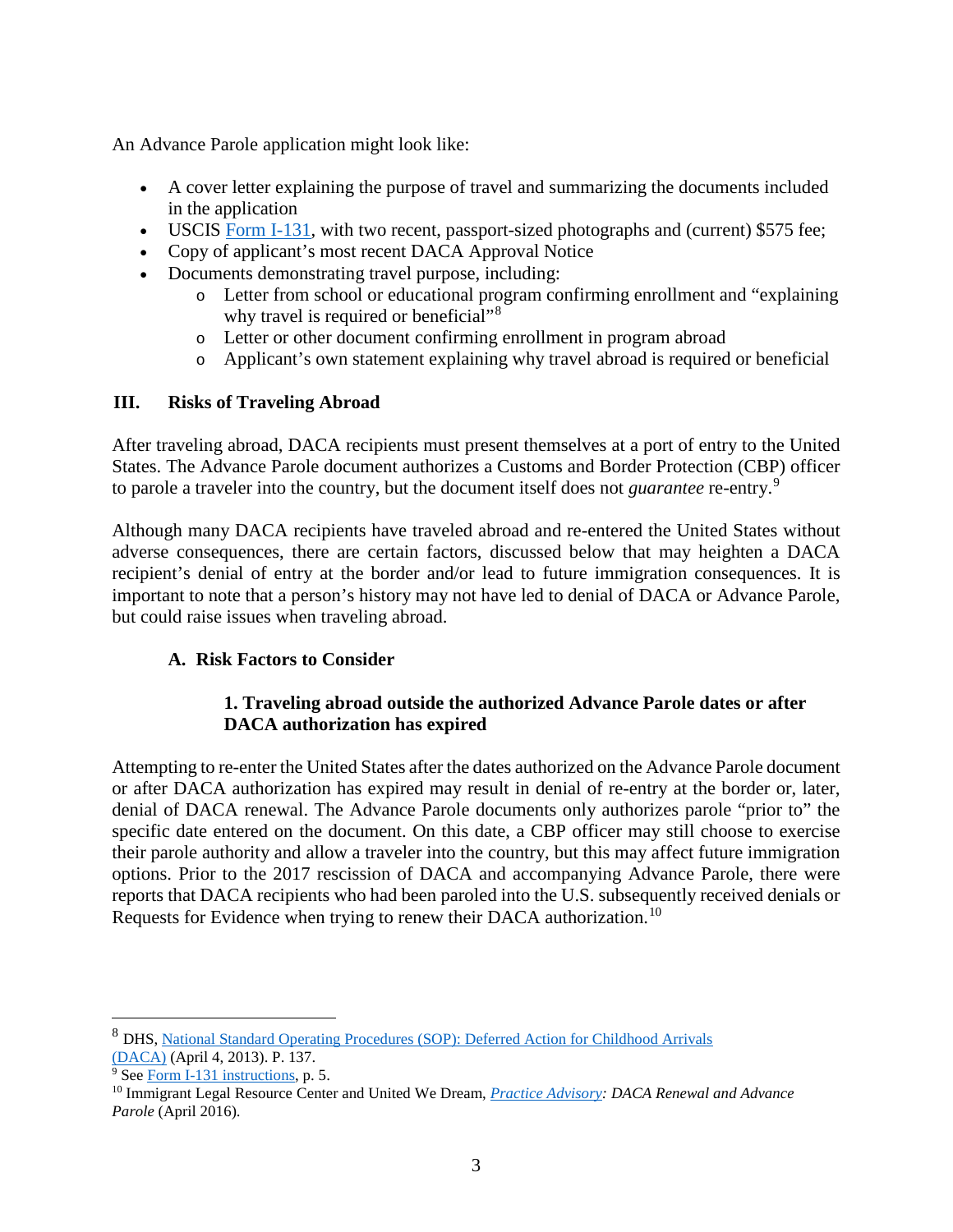An Advance Parole application might look like:

- A cover letter explaining the purpose of travel and summarizing the documents included in the application
- USCIS Form I-131, with two recent, passport-sized photographs and (current) $575 fee;
- Copy of applicant's most recent DACA Approval Notice
- Documents demonstrating travel purpose, including:
  - Letter from school or educational program confirming enrollment and "explaining why travel is required or beneficial"[8]
  - Letter or other document confirming enrollment in program abroad
  - Applicant's own statement explaining why travel abroad is required or beneficial

## III. Risks of Traveling Abroad

After traveling abroad, DACA recipients must present themselves at a port of entry to the United States. The Advance Parole document authorizes a Customs and Border Protection (CBP) officer to parole a traveler into the country, but the document itself does not *guarantee* re-entry.[9]

Although many DACA recipients have traveled abroad and re-entered the United States without adverse consequences, there are certain factors, discussed below that may heighten a DACA recipient's denial of entry at the border and/or lead to future immigration consequences. It is important to note that a person's history may not have led to denial of DACA or Advance Parole, but could raise issues when traveling abroad.

### A. Risk Factors to Consider

#### 1. Traveling abroad outside the authorized Advance Parole dates or after DACA authorization has expired

Attempting to re-enter the United States after the dates authorized on the Advance Parole document or after DACA authorization has expired may result in denial of re-entry at the border or, later, denial of DACA renewal. The Advance Parole documents only authorizes parole "prior to" the specific date entered on the document. On this date, a CBP officer may still choose to exercise their parole authority and allow a traveler into the country, but this may affect future immigration options. Prior to the 2017 rescission of DACA and accompanying Advance Parole, there were reports that DACA recipients who had been paroled into the U.S. subsequently received denials or Requests for Evidence when trying to renew their DACA authorization.[10]

---

[8] DHS, National Standard Operating Procedures (SOP): Deferred Action for Childhood Arrivals (DACA) (April 4, 2013). P. 137.

[9] See Form I-131 instructions, p. 5.

[10] Immigrant Legal Resource Center and United We Dream, *Practice Advisory: DACA Renewal and Advance Parole* (April 2016).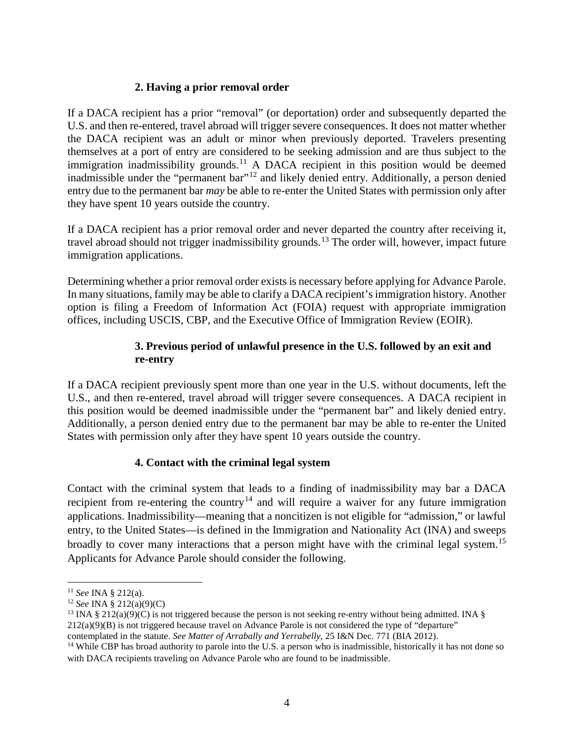### 2. Having a prior removal order

If a DACA recipient has a prior "removal" (or deportation) order and subsequently departed the U.S. and then re-entered, travel abroad will trigger severe consequences. It does not matter whether the DACA recipient was an adult or minor when previously deported. Travelers presenting themselves at a port of entry are considered to be seeking admission and are thus subject to the immigration inadmissibility grounds.[11] A DACA recipient in this position would be deemed inadmissible under the "permanent bar"[12] and likely denied entry. Additionally, a person denied entry due to the permanent bar *may* be able to re-enter the United States with permission only after they have spent 10 years outside the country.

If a DACA recipient has a prior removal order and never departed the country after receiving it, travel abroad should not trigger inadmissibility grounds.[13] The order will, however, impact future immigration applications.

Determining whether a prior removal order exists is necessary before applying for Advance Parole. In many situations, family may be able to clarify a DACA recipient's immigration history. Another option is filing a Freedom of Information Act (FOIA) request with appropriate immigration offices, including USCIS, CBP, and the Executive Office of Immigration Review (EOIR).

### 3. Previous period of unlawful presence in the U.S. followed by an exit and re-entry

If a DACA recipient previously spent more than one year in the U.S. without documents, left the U.S., and then re-entered, travel abroad will trigger severe consequences. A DACA recipient in this position would be deemed inadmissible under the "permanent bar" and likely denied entry. Additionally, a person denied entry due to the permanent bar may be able to re-enter the United States with permission only after they have spent 10 years outside the country.

### 4. Contact with the criminal legal system

Contact with the criminal system that leads to a finding of inadmissibility may bar a DACA recipient from re-entering the country[14] and will require a waiver for any future immigration applications. Inadmissibility—meaning that a noncitizen is not eligible for "admission," or lawful entry, to the United States—is defined in the Immigration and Nationality Act (INA) and sweeps broadly to cover many interactions that a person might have with the criminal legal system.[15] Applicants for Advance Parole should consider the following.

---

[11] *See* INA § 212(a).

[12] *See* INA § 212(a)(9)(C)

[13] INA § 212(a)(9)(C) is not triggered because the person is not seeking re-entry without being admitted. INA § 212(a)(9)(B) is not triggered because travel on Advance Parole is not considered the type of "departure" contemplated in the statute. *See Matter of Arrabally and Yerrabelly*, 25 I&N Dec. 771 (BIA 2012).

[14] While CBP has broad authority to parole into the U.S. a person who is inadmissible, historically it has not done so with DACA recipients traveling on Advance Parole who are found to be inadmissible.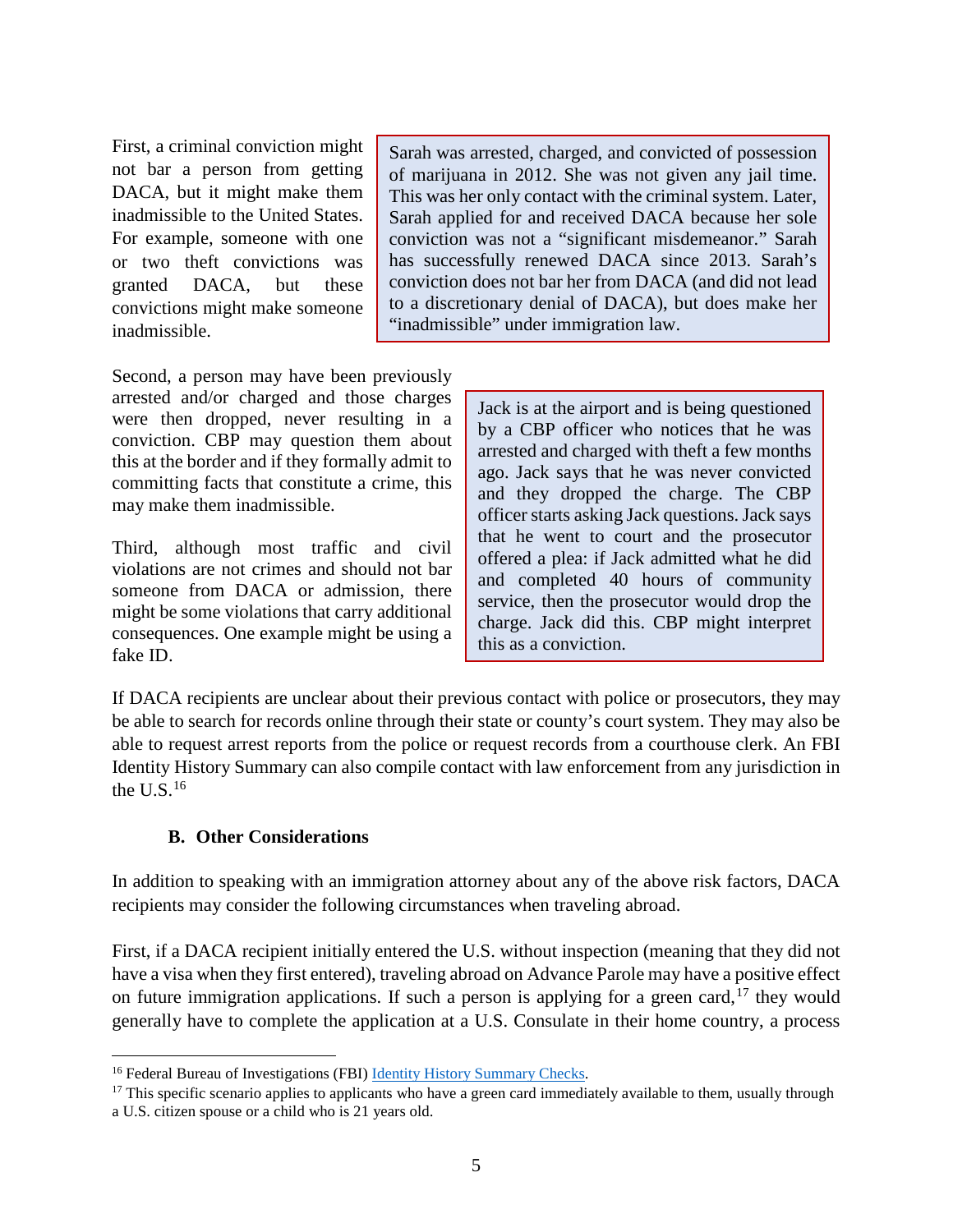First, a criminal conviction might not bar a person from getting DACA, but it might make them inadmissible to the United States. For example, someone with one or two theft convictions was granted DACA, but these convictions might make someone inadmissible.

> Sarah was arrested, charged, and convicted of possession of marijuana in 2012. She was not given any jail time. This was her only contact with the criminal system. Later, Sarah applied for and received DACA because her sole conviction was not a "significant misdemeanor." Sarah has successfully renewed DACA since 2013. Sarah's conviction does not bar her from DACA (and did not lead to a discretionary denial of DACA), but does make her "inadmissible" under immigration law.

Second, a person may have been previously arrested and/or charged and those charges were then dropped, never resulting in a conviction. CBP may question them about this at the border and if they formally admit to committing facts that constitute a crime, this may make them inadmissible.

> Jack is at the airport and is being questioned by a CBP officer who notices that he was arrested and charged with theft a few months ago. Jack says that he was never convicted and they dropped the charge. The CBP officer starts asking Jack questions. Jack says that he went to court and the prosecutor offered a plea: if Jack admitted what he did and completed 40 hours of community service, then the prosecutor would drop the charge. Jack did this. CBP might interpret this as a conviction.

Third, although most traffic and civil violations are not crimes and should not bar someone from DACA or admission, there might be some violations that carry additional consequences. One example might be using a fake ID.

If DACA recipients are unclear about their previous contact with police or prosecutors, they may be able to search for records online through their state or county's court system. They may also be able to request arrest reports from the police or request records from a courthouse clerk. An FBI Identity History Summary can also compile contact with law enforcement from any jurisdiction in the U.S.[16]

### B. Other Considerations

In addition to speaking with an immigration attorney about any of the above risk factors, DACA recipients may consider the following circumstances when traveling abroad.

First, if a DACA recipient initially entered the U.S. without inspection (meaning that they did not have a visa when they first entered), traveling abroad on Advance Parole may have a positive effect on future immigration applications. If such a person is applying for a green card,[17] they would generally have to complete the application at a U.S. Consulate in their home country, a process

---

[16] Federal Bureau of Investigations (FBI) Identity History Summary Checks.

[17] This specific scenario applies to applicants who have a green card immediately available to them, usually through a U.S. citizen spouse or a child who is 21 years old.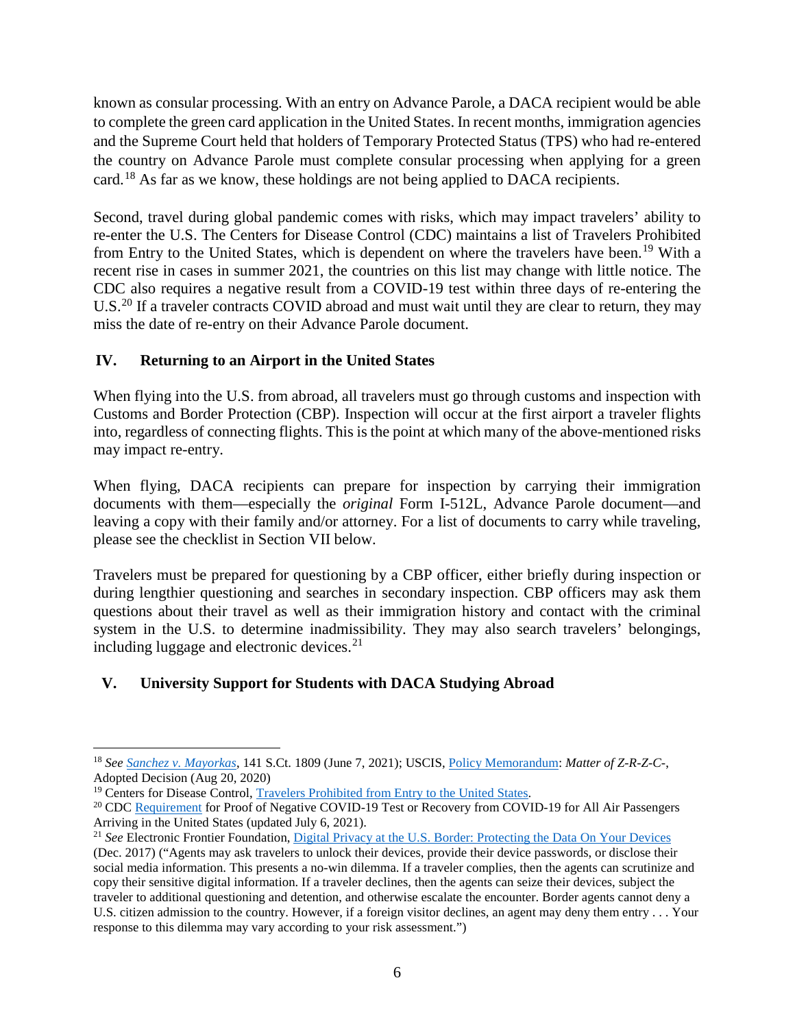known as consular processing. With an entry on Advance Parole, a DACA recipient would be able to complete the green card application in the United States. In recent months, immigration agencies and the Supreme Court held that holders of Temporary Protected Status (TPS) who had re-entered the country on Advance Parole must complete consular processing when applying for a green card.[18] As far as we know, these holdings are not being applied to DACA recipients.

Second, travel during global pandemic comes with risks, which may impact travelers' ability to re-enter the U.S. The Centers for Disease Control (CDC) maintains a list of Travelers Prohibited from Entry to the United States, which is dependent on where the travelers have been.[19] With a recent rise in cases in summer 2021, the countries on this list may change with little notice. The CDC also requires a negative result from a COVID-19 test within three days of re-entering the U.S.[20] If a traveler contracts COVID abroad and must wait until they are clear to return, they may miss the date of re-entry on their Advance Parole document.

## IV. Returning to an Airport in the United States

When flying into the U.S. from abroad, all travelers must go through customs and inspection with Customs and Border Protection (CBP). Inspection will occur at the first airport a traveler flights into, regardless of connecting flights. This is the point at which many of the above-mentioned risks may impact re-entry.

When flying, DACA recipients can prepare for inspection by carrying their immigration documents with them—especially the *original* Form I-512L, Advance Parole document—and leaving a copy with their family and/or attorney. For a list of documents to carry while traveling, please see the checklist in Section VII below.

Travelers must be prepared for questioning by a CBP officer, either briefly during inspection or during lengthier questioning and searches in secondary inspection. CBP officers may ask them questions about their travel as well as their immigration history and contact with the criminal system in the U.S. to determine inadmissibility. They may also search travelers' belongings, including luggage and electronic devices.[21]

## V. University Support for Students with DACA Studying Abroad

---

[18] *See* Sanchez v. Mayorkas, 141 S.Ct. 1809 (June 7, 2021); USCIS, Policy Memorandum: *Matter of Z-R-Z-C-*, Adopted Decision (Aug 20, 2020)

[19] Centers for Disease Control, Travelers Prohibited from Entry to the United States.

[20] CDC Requirement for Proof of Negative COVID-19 Test or Recovery from COVID-19 for All Air Passengers Arriving in the United States (updated July 6, 2021).

[21] *See* Electronic Frontier Foundation, Digital Privacy at the U.S. Border: Protecting the Data On Your Devices (Dec. 2017) ("Agents may ask travelers to unlock their devices, provide their device passwords, or disclose their social media information. This presents a no-win dilemma. If a traveler complies, then the agents can scrutinize and copy their sensitive digital information. If a traveler declines, then the agents can seize their devices, subject the traveler to additional questioning and detention, and otherwise escalate the encounter. Border agents cannot deny a U.S. citizen admission to the country. However, if a foreign visitor declines, an agent may deny them entry . . . Your response to this dilemma may vary according to your risk assessment.")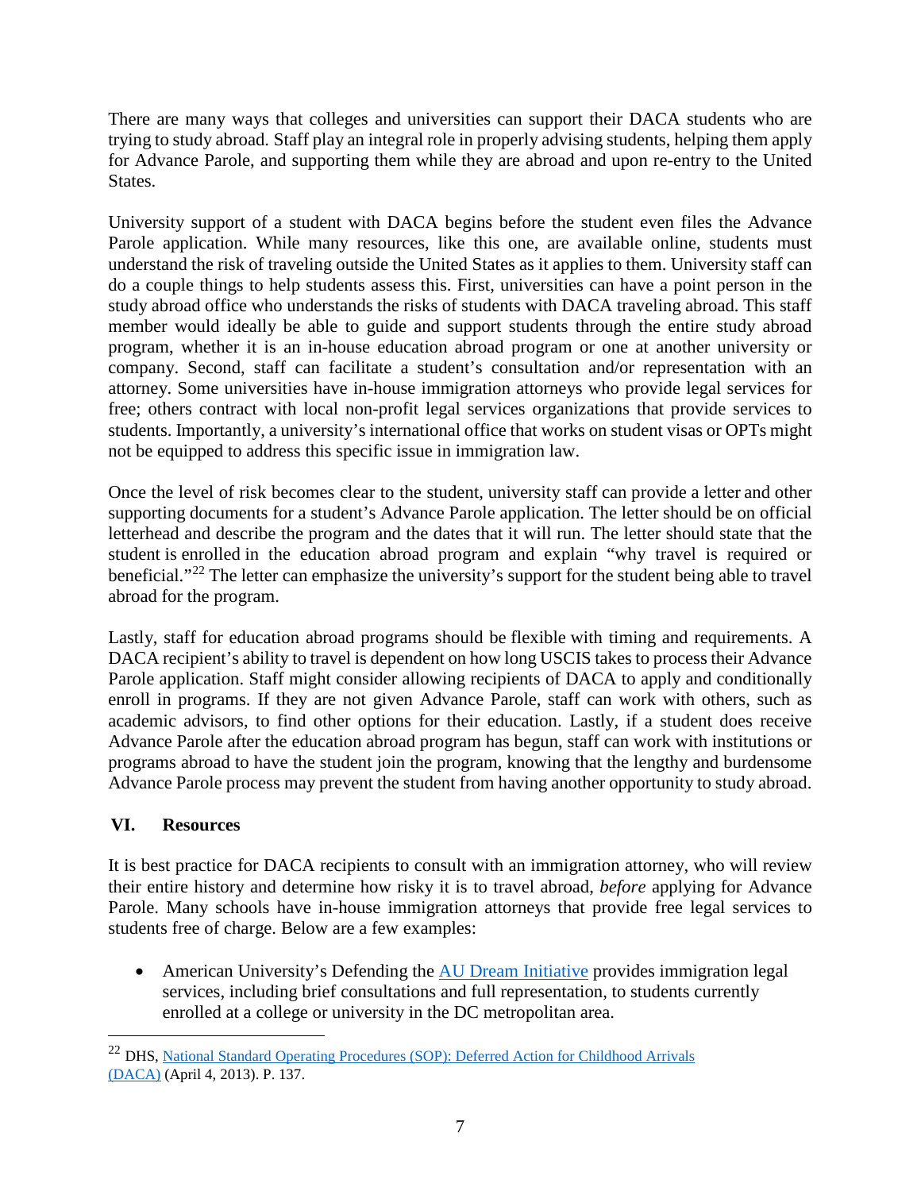There are many ways that colleges and universities can support their DACA students who are trying to study abroad. Staff play an integral role in properly advising students, helping them apply for Advance Parole, and supporting them while they are abroad and upon re-entry to the United States.

University support of a student with DACA begins before the student even files the Advance Parole application. While many resources, like this one, are available online, students must understand the risk of traveling outside the United States as it applies to them. University staff can do a couple things to help students assess this. First, universities can have a point person in the study abroad office who understands the risks of students with DACA traveling abroad. This staff member would ideally be able to guide and support students through the entire study abroad program, whether it is an in-house education abroad program or one at another university or company. Second, staff can facilitate a student's consultation and/or representation with an attorney. Some universities have in-house immigration attorneys who provide legal services for free; others contract with local non-profit legal services organizations that provide services to students. Importantly, a university's international office that works on student visas or OPTs might not be equipped to address this specific issue in immigration law.

Once the level of risk becomes clear to the student, university staff can provide a letter and other supporting documents for a student's Advance Parole application. The letter should be on official letterhead and describe the program and the dates that it will run. The letter should state that the student is enrolled in the education abroad program and explain "why travel is required or beneficial."[22] The letter can emphasize the university's support for the student being able to travel abroad for the program.

Lastly, staff for education abroad programs should be flexible with timing and requirements. A DACA recipient's ability to travel is dependent on how long USCIS takes to process their Advance Parole application. Staff might consider allowing recipients of DACA to apply and conditionally enroll in programs. If they are not given Advance Parole, staff can work with others, such as academic advisors, to find other options for their education. Lastly, if a student does receive Advance Parole after the education abroad program has begun, staff can work with institutions or programs abroad to have the student join the program, knowing that the lengthy and burdensome Advance Parole process may prevent the student from having another opportunity to study abroad.

## VI. Resources

It is best practice for DACA recipients to consult with an immigration attorney, who will review their entire history and determine how risky it is to travel abroad, *before* applying for Advance Parole. Many schools have in-house immigration attorneys that provide free legal services to students free of charge. Below are a few examples:

- American University's Defending the AU Dream Initiative provides immigration legal services, including brief consultations and full representation, to students currently enrolled at a college or university in the DC metropolitan area.

[22] DHS, National Standard Operating Procedures (SOP): Deferred Action for Childhood Arrivals (DACA) (April 4, 2013). P. 137.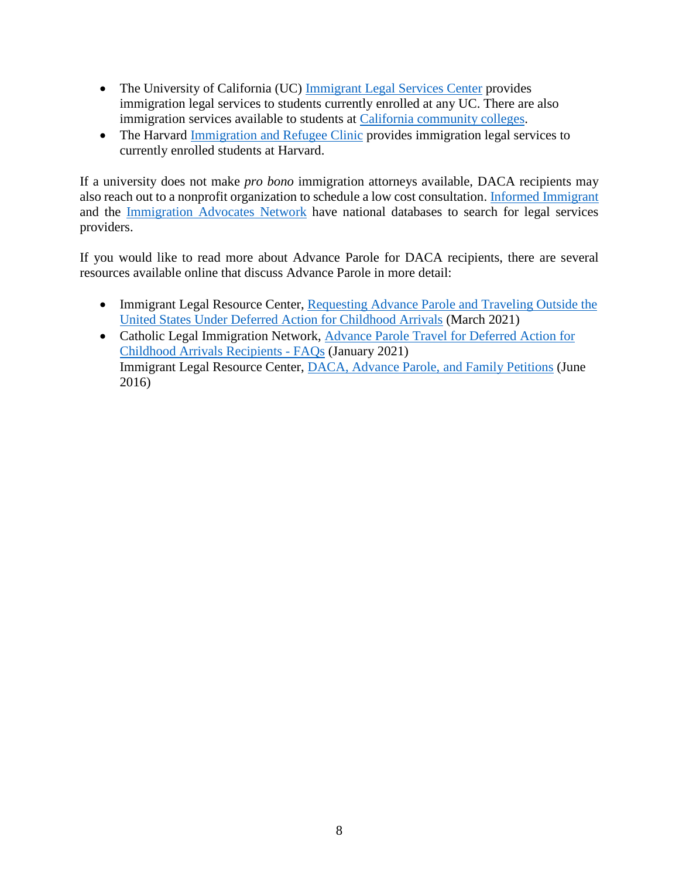- The University of California (UC) Immigrant Legal Services Center provides immigration legal services to students currently enrolled at any UC. There are also immigration services available to students at California community colleges.
- The Harvard Immigration and Refugee Clinic provides immigration legal services to currently enrolled students at Harvard.

If a university does not make *pro bono* immigration attorneys available, DACA recipients may also reach out to a nonprofit organization to schedule a low cost consultation. Informed Immigrant and the Immigration Advocates Network have national databases to search for legal services providers.

If you would like to read more about Advance Parole for DACA recipients, there are several resources available online that discuss Advance Parole in more detail:

- Immigrant Legal Resource Center, Requesting Advance Parole and Traveling Outside the United States Under Deferred Action for Childhood Arrivals (March 2021)
- Catholic Legal Immigration Network, Advance Parole Travel for Deferred Action for Childhood Arrivals Recipients - FAQs (January 2021)
  Immigrant Legal Resource Center, DACA, Advance Parole, and Family Petitions (June 2016)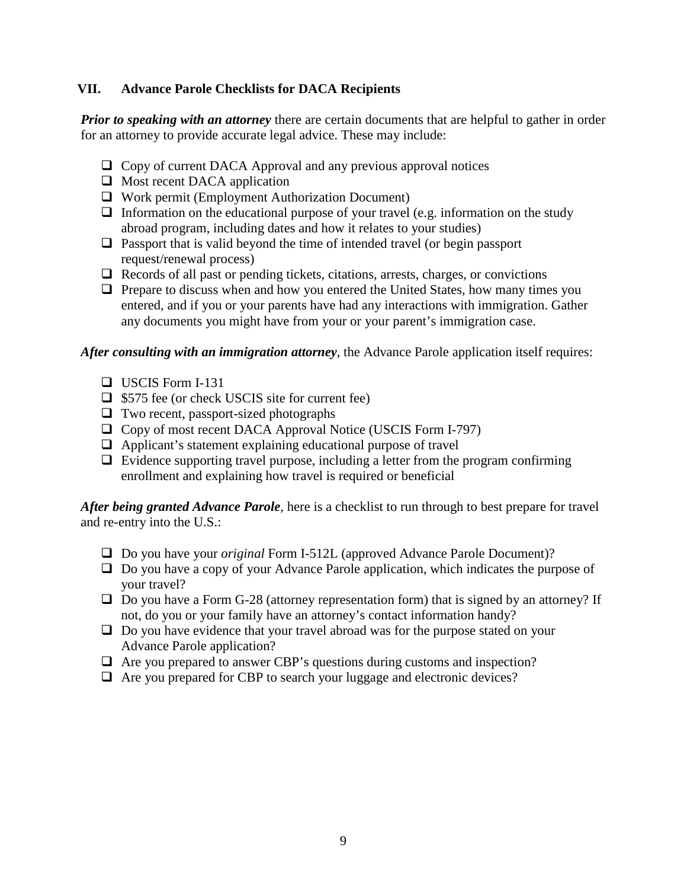## VII. Advance Parole Checklists for DACA Recipients

***Prior to speaking with an attorney*** there are certain documents that are helpful to gather in order for an attorney to provide accurate legal advice. These may include:

- ❑ Copy of current DACA Approval and any previous approval notices
- ❑ Most recent DACA application
- ❑ Work permit (Employment Authorization Document)
- ❑ Information on the educational purpose of your travel (e.g. information on the study abroad program, including dates and how it relates to your studies)
- ❑ Passport that is valid beyond the time of intended travel (or begin passport request/renewal process)
- ❑ Records of all past or pending tickets, citations, arrests, charges, or convictions
- ❑ Prepare to discuss when and how you entered the United States, how many times you entered, and if you or your parents have had any interactions with immigration. Gather any documents you might have from your or your parent's immigration case.

***After consulting with an immigration attorney***, the Advance Parole application itself requires:

- ❑ USCIS Form I-131
- ❑ $575 fee (or check USCIS site for current fee)
- ❑ Two recent, passport-sized photographs
- ❑ Copy of most recent DACA Approval Notice (USCIS Form I-797)
- ❑ Applicant's statement explaining educational purpose of travel
- ❑ Evidence supporting travel purpose, including a letter from the program confirming enrollment and explaining how travel is required or beneficial

***After being granted Advance Parole***, here is a checklist to run through to best prepare for travel and re-entry into the U.S.:

- ❑ Do you have your *original* Form I-512L (approved Advance Parole Document)?
- ❑ Do you have a copy of your Advance Parole application, which indicates the purpose of your travel?
- ❑ Do you have a Form G-28 (attorney representation form) that is signed by an attorney? If not, do you or your family have an attorney's contact information handy?
- ❑ Do you have evidence that your travel abroad was for the purpose stated on your Advance Parole application?
- ❑ Are you prepared to answer CBP's questions during customs and inspection?
- ❑ Are you prepared for CBP to search your luggage and electronic devices?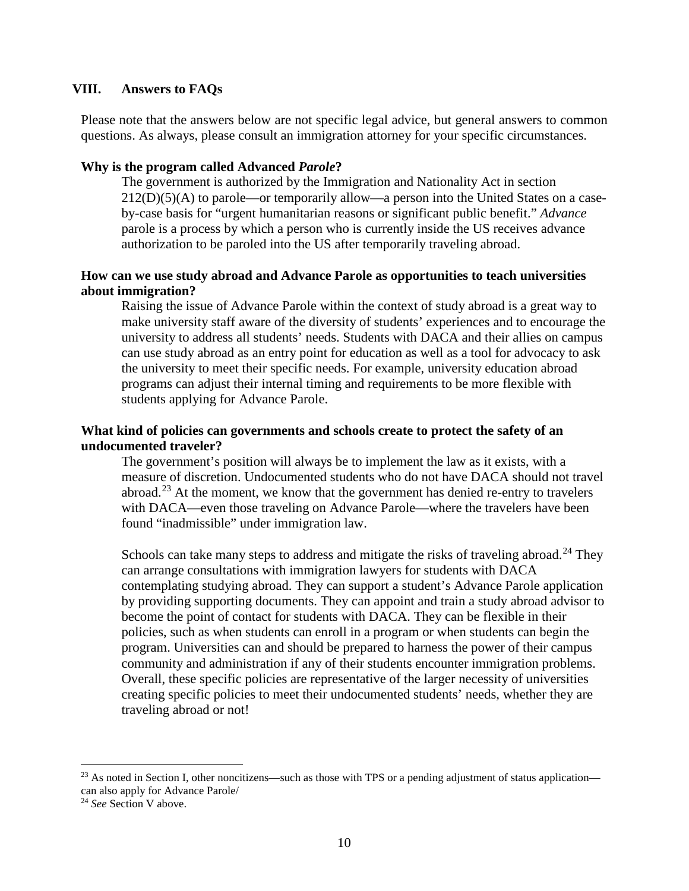## VIII. Answers to FAQs

Please note that the answers below are not specific legal advice, but general answers to common questions. As always, please consult an immigration attorney for your specific circumstances.

**Why is the program called Advanced *Parole*?**

The government is authorized by the Immigration and Nationality Act in section 212(D)(5)(A) to parole—or temporarily allow—a person into the United States on a case-by-case basis for "urgent humanitarian reasons or significant public benefit." *Advance* parole is a process by which a person who is currently inside the US receives advance authorization to be paroled into the US after temporarily traveling abroad.

**How can we use study abroad and Advance Parole as opportunities to teach universities about immigration?**

Raising the issue of Advance Parole within the context of study abroad is a great way to make university staff aware of the diversity of students' experiences and to encourage the university to address all students' needs. Students with DACA and their allies on campus can use study abroad as an entry point for education as well as a tool for advocacy to ask the university to meet their specific needs. For example, university education abroad programs can adjust their internal timing and requirements to be more flexible with students applying for Advance Parole.

**What kind of policies can governments and schools create to protect the safety of an undocumented traveler?**

The government's position will always be to implement the law as it exists, with a measure of discretion. Undocumented students who do not have DACA should not travel abroad.[23] At the moment, we know that the government has denied re-entry to travelers with DACA—even those traveling on Advance Parole—where the travelers have been found "inadmissible" under immigration law.

Schools can take many steps to address and mitigate the risks of traveling abroad.[24] They can arrange consultations with immigration lawyers for students with DACA contemplating studying abroad. They can support a student's Advance Parole application by providing supporting documents. They can appoint and train a study abroad advisor to become the point of contact for students with DACA. They can be flexible in their policies, such as when students can enroll in a program or when students can begin the program. Universities can and should be prepared to harness the power of their campus community and administration if any of their students encounter immigration problems. Overall, these specific policies are representative of the larger necessity of universities creating specific policies to meet their undocumented students' needs, whether they are traveling abroad or not!

---

[23] As noted in Section I, other noncitizens—such as those with TPS or a pending adjustment of status application—can also apply for Advance Parole/

[24] *See* Section V above.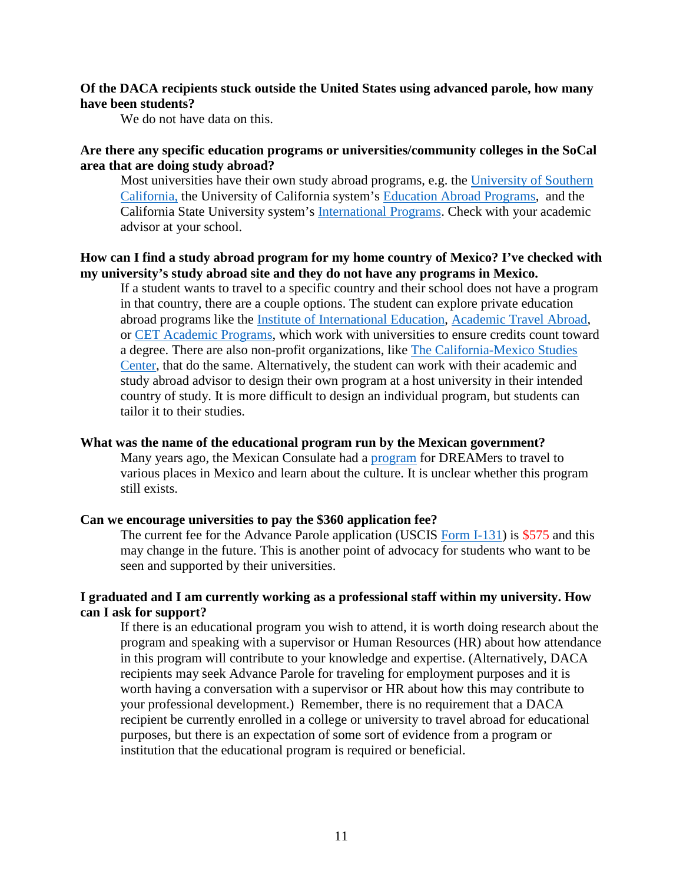**Of the DACA recipients stuck outside the United States using advanced parole, how many have been students?**

We do not have data on this.

**Are there any specific education programs or universities/community colleges in the SoCal area that are doing study abroad?**

Most universities have their own study abroad programs, e.g. the University of Southern California, the University of California system's Education Abroad Programs, and the California State University system's International Programs. Check with your academic advisor at your school.

**How can I find a study abroad program for my home country of Mexico? I've checked with my university's study abroad site and they do not have any programs in Mexico.**

If a student wants to travel to a specific country and their school does not have a program in that country, there are a couple options. The student can explore private education abroad programs like the Institute of International Education, Academic Travel Abroad, or CET Academic Programs, which work with universities to ensure credits count toward a degree. There are also non-profit organizations, like The California-Mexico Studies Center, that do the same. Alternatively, the student can work with their academic and study abroad advisor to design their own program at a host university in their intended country of study. It is more difficult to design an individual program, but students can tailor it to their studies.

**What was the name of the educational program run by the Mexican government?**

Many years ago, the Mexican Consulate had a program for DREAMers to travel to various places in Mexico and learn about the culture. It is unclear whether this program still exists.

**Can we encourage universities to pay the $360 application fee?**

The current fee for the Advance Parole application (USCIS Form I-131) is $575 and this may change in the future. This is another point of advocacy for students who want to be seen and supported by their universities.

**I graduated and I am currently working as a professional staff within my university. How can I ask for support?**

If there is an educational program you wish to attend, it is worth doing research about the program and speaking with a supervisor or Human Resources (HR) about how attendance in this program will contribute to your knowledge and expertise. (Alternatively, DACA recipients may seek Advance Parole for traveling for employment purposes and it is worth having a conversation with a supervisor or HR about how this may contribute to your professional development.) Remember, there is no requirement that a DACA recipient be currently enrolled in a college or university to travel abroad for educational purposes, but there is an expectation of some sort of evidence from a program or institution that the educational program is required or beneficial.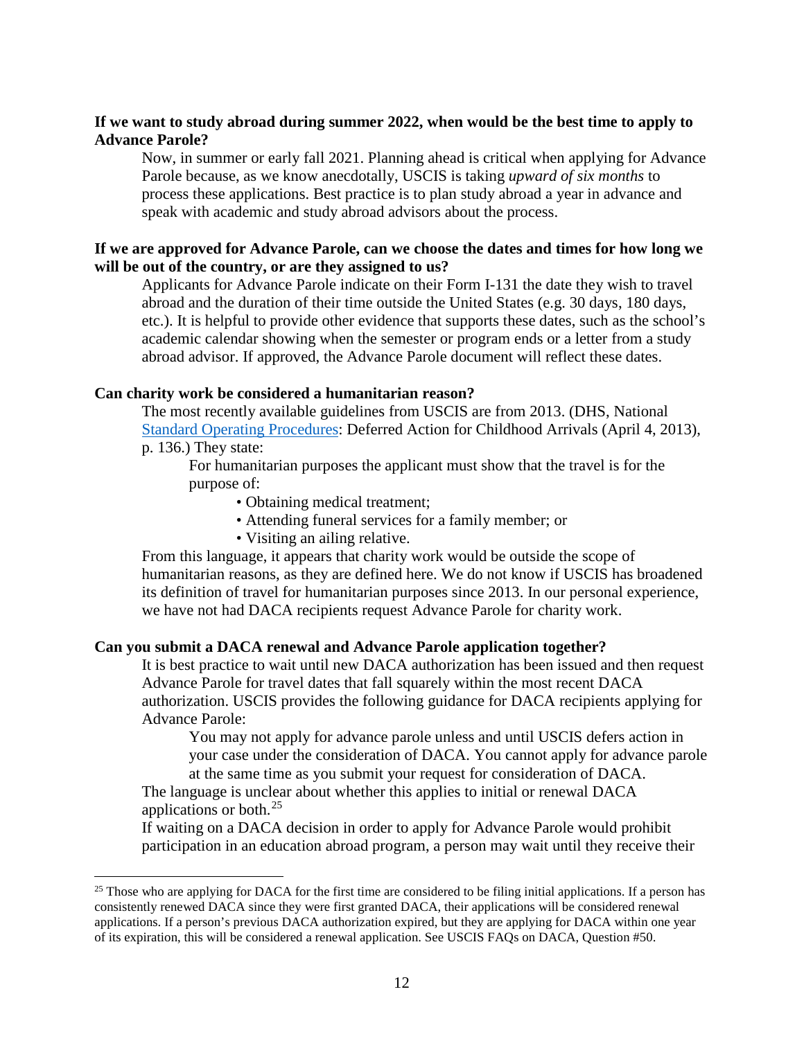**If we want to study abroad during summer 2022, when would be the best time to apply to Advance Parole?**

Now, in summer or early fall 2021. Planning ahead is critical when applying for Advance Parole because, as we know anecdotally, USCIS is taking *upward of six months* to process these applications. Best practice is to plan study abroad a year in advance and speak with academic and study abroad advisors about the process.

**If we are approved for Advance Parole, can we choose the dates and times for how long we will be out of the country, or are they assigned to us?**

Applicants for Advance Parole indicate on their Form I-131 the date they wish to travel abroad and the duration of their time outside the United States (e.g. 30 days, 180 days, etc.). It is helpful to provide other evidence that supports these dates, such as the school's academic calendar showing when the semester or program ends or a letter from a study abroad advisor. If approved, the Advance Parole document will reflect these dates.

**Can charity work be considered a humanitarian reason?**

The most recently available guidelines from USCIS are from 2013. (DHS, National Standard Operating Procedures: Deferred Action for Childhood Arrivals (April 4, 2013), p. 136.) They state:

> For humanitarian purposes the applicant must show that the travel is for the purpose of:
>
> - Obtaining medical treatment;
> - Attending funeral services for a family member; or
> - Visiting an ailing relative.

From this language, it appears that charity work would be outside the scope of humanitarian reasons, as they are defined here. We do not know if USCIS has broadened its definition of travel for humanitarian purposes since 2013. In our personal experience, we have not had DACA recipients request Advance Parole for charity work.

**Can you submit a DACA renewal and Advance Parole application together?**

It is best practice to wait until new DACA authorization has been issued and then request Advance Parole for travel dates that fall squarely within the most recent DACA authorization. USCIS provides the following guidance for DACA recipients applying for Advance Parole:

> You may not apply for advance parole unless and until USCIS defers action in your case under the consideration of DACA. You cannot apply for advance parole at the same time as you submit your request for consideration of DACA.

The language is unclear about whether this applies to initial or renewal DACA applications or both.[25]

If waiting on a DACA decision in order to apply for Advance Parole would prohibit participation in an education abroad program, a person may wait until they receive their

[25] Those who are applying for DACA for the first time are considered to be filing initial applications. If a person has consistently renewed DACA since they were first granted DACA, their applications will be considered renewal applications. If a person's previous DACA authorization expired, but they are applying for DACA within one year of its expiration, this will be considered a renewal application. See USCIS FAQs on DACA, Question #50.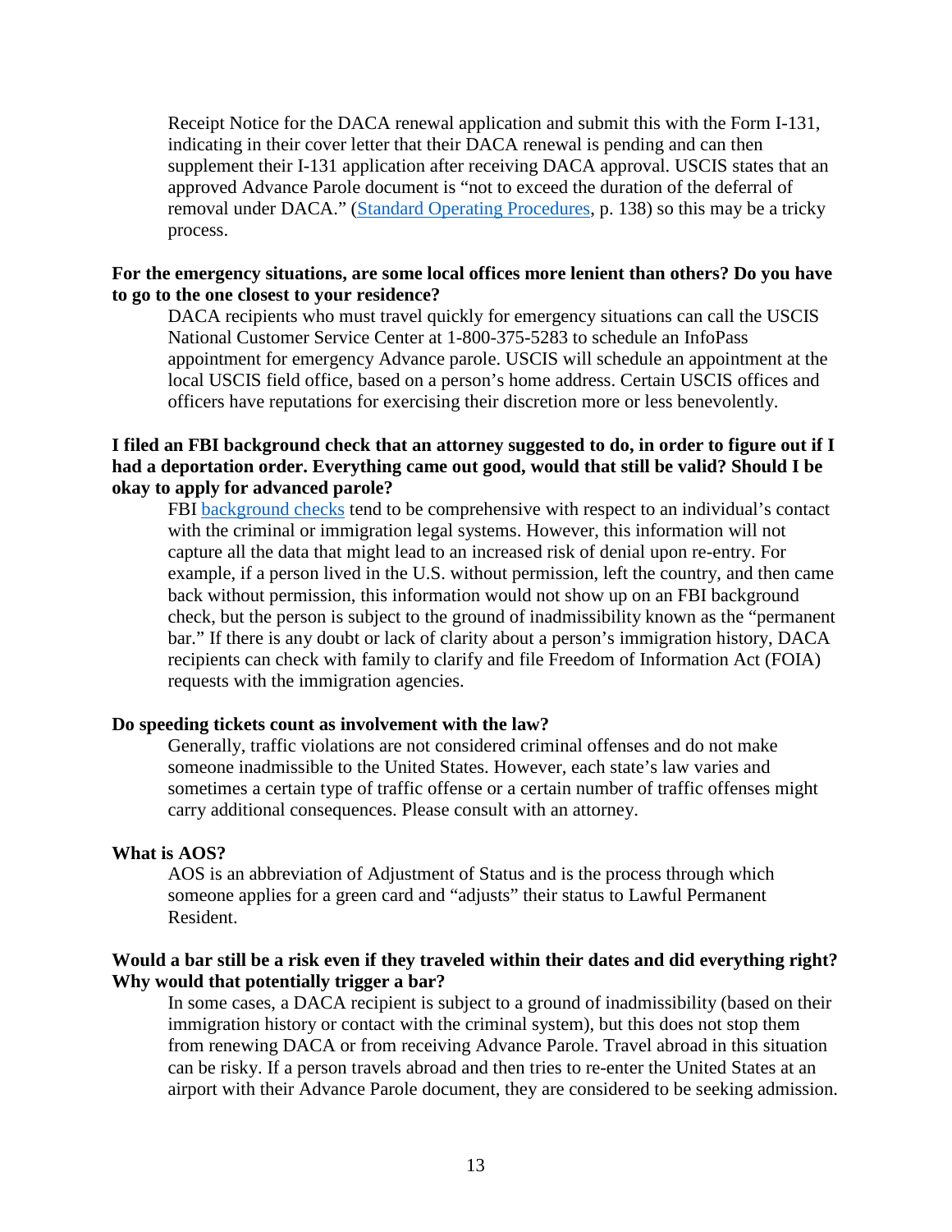Receipt Notice for the DACA renewal application and submit this with the Form I-131, indicating in their cover letter that their DACA renewal is pending and can then supplement their I-131 application after receiving DACA approval. USCIS states that an approved Advance Parole document is "not to exceed the duration of the deferral of removal under DACA." (Standard Operating Procedures, p. 138) so this may be a tricky process.

**For the emergency situations, are some local offices more lenient than others? Do you have to go to the one closest to your residence?**

DACA recipients who must travel quickly for emergency situations can call the USCIS National Customer Service Center at 1-800-375-5283 to schedule an InfoPass appointment for emergency Advance parole. USCIS will schedule an appointment at the local USCIS field office, based on a person's home address. Certain USCIS offices and officers have reputations for exercising their discretion more or less benevolently.

**I filed an FBI background check that an attorney suggested to do, in order to figure out if I had a deportation order. Everything came out good, would that still be valid? Should I be okay to apply for advanced parole?**

FBI background checks tend to be comprehensive with respect to an individual's contact with the criminal or immigration legal systems. However, this information will not capture all the data that might lead to an increased risk of denial upon re-entry. For example, if a person lived in the U.S. without permission, left the country, and then came back without permission, this information would not show up on an FBI background check, but the person is subject to the ground of inadmissibility known as the "permanent bar." If there is any doubt or lack of clarity about a person's immigration history, DACA recipients can check with family to clarify and file Freedom of Information Act (FOIA) requests with the immigration agencies.

**Do speeding tickets count as involvement with the law?**

Generally, traffic violations are not considered criminal offenses and do not make someone inadmissible to the United States. However, each state's law varies and sometimes a certain type of traffic offense or a certain number of traffic offenses might carry additional consequences. Please consult with an attorney.

**What is AOS?**

AOS is an abbreviation of Adjustment of Status and is the process through which someone applies for a green card and "adjusts" their status to Lawful Permanent Resident.

**Would a bar still be a risk even if they traveled within their dates and did everything right? Why would that potentially trigger a bar?**

In some cases, a DACA recipient is subject to a ground of inadmissibility (based on their immigration history or contact with the criminal system), but this does not stop them from renewing DACA or from receiving Advance Parole. Travel abroad in this situation can be risky. If a person travels abroad and then tries to re-enter the United States at an airport with their Advance Parole document, they are considered to be seeking admission.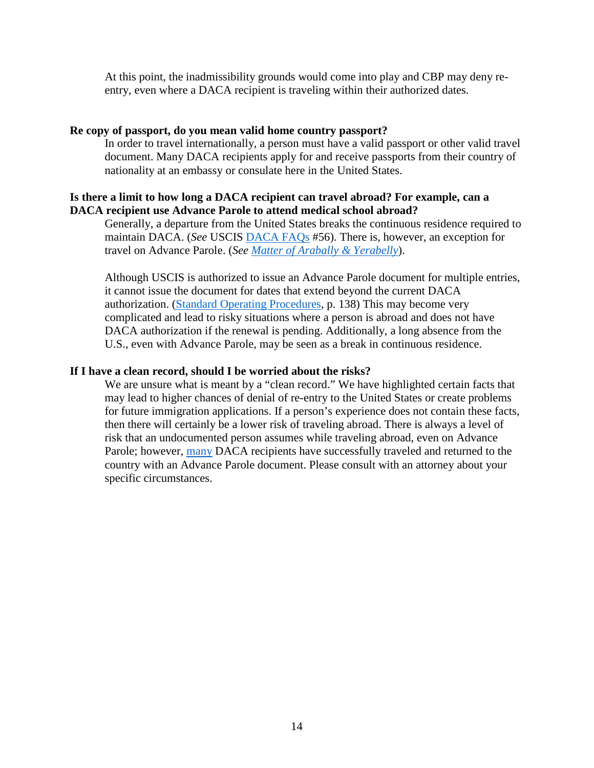At this point, the inadmissibility grounds would come into play and CBP may deny re-entry, even where a DACA recipient is traveling within their authorized dates.

**Re copy of passport, do you mean valid home country passport?**

In order to travel internationally, a person must have a valid passport or other valid travel document. Many DACA recipients apply for and receive passports from their country of nationality at an embassy or consulate here in the United States.

**Is there a limit to how long a DACA recipient can travel abroad? For example, can a DACA recipient use Advance Parole to attend medical school abroad?**

Generally, a departure from the United States breaks the continuous residence required to maintain DACA. (*See* USCIS DACA FAQs #56). There is, however, an exception for travel on Advance Parole. (*See Matter of Arabally & Yerabelly*).

Although USCIS is authorized to issue an Advance Parole document for multiple entries, it cannot issue the document for dates that extend beyond the current DACA authorization. (Standard Operating Procedures, p. 138) This may become very complicated and lead to risky situations where a person is abroad and does not have DACA authorization if the renewal is pending. Additionally, a long absence from the U.S., even with Advance Parole, may be seen as a break in continuous residence.

**If I have a clean record, should I be worried about the risks?**

We are unsure what is meant by a "clean record." We have highlighted certain facts that may lead to higher chances of denial of re-entry to the United States or create problems for future immigration applications. If a person's experience does not contain these facts, then there will certainly be a lower risk of traveling abroad. There is always a level of risk that an undocumented person assumes while traveling abroad, even on Advance Parole; however, many DACA recipients have successfully traveled and returned to the country with an Advance Parole document. Please consult with an attorney about your specific circumstances.